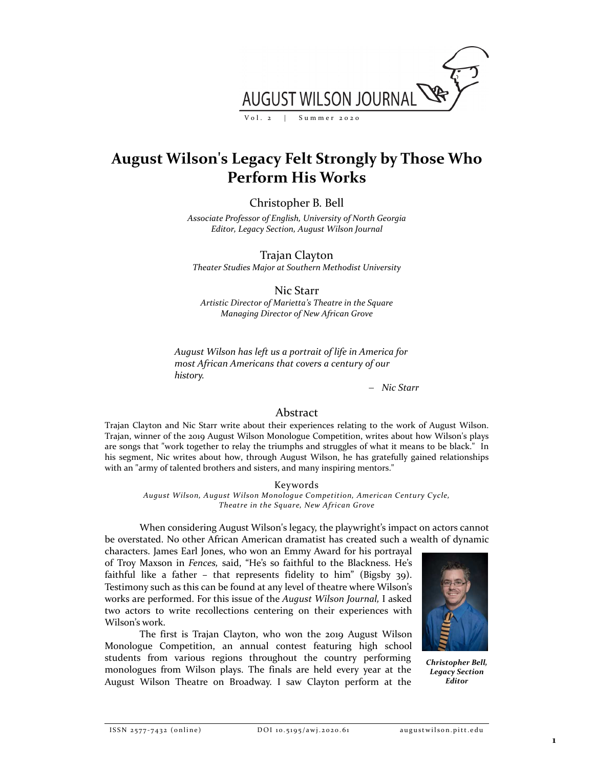# August Wilson's Legacy Felt Strongly by Those Who Perform His Works

Christopher B. Bell

*Associate Professor of English, University of North Georgia*
*Editor, Legacy Section, August Wilson Journal*

Trajan Clayton

*Theater Studies Major at Southern Methodist University*

Nic Starr

*Artistic Director of Marietta's Theatre in the Square*
*Managing Director of New African Grove*

> *August Wilson has left us a portrait of life in America for most African Americans that covers a century of our history.*
>
> – *Nic Starr*

## Abstract

Trajan Clayton and Nic Starr write about their experiences relating to the work of August Wilson. Trajan, winner of the 2019 August Wilson Monologue Competition, writes about how Wilson's plays are songs that "work together to relay the triumphs and struggles of what it means to be black." In his segment, Nic writes about how, through August Wilson, he has gratefully gained relationships with an "army of talented brothers and sisters, and many inspiring mentors."

Keywords

*August Wilson, August Wilson Monologue Competition, American Century Cycle, Theatre in the Square, New African Grove*

When considering August Wilson's legacy, the playwright's impact on actors cannot be overstated. No other African American dramatist has created such a wealth of dynamic characters. James Earl Jones, who won an Emmy Award for his portrayal of Troy Maxson in *Fences,* said, "He's so faithful to the Blackness. He's faithful like a father – that represents fidelity to him" (Bigsby 39). Testimony such as this can be found at any level of theatre where Wilson's works are performed. For this issue of the *August Wilson Journal,* I asked two actors to write recollections centering on their experiences with Wilson's work.

***Christopher Bell, Legacy Section Editor***

The first is Trajan Clayton, who won the 2019 August Wilson Monologue Competition, an annual contest featuring high school students from various regions throughout the country performing monologues from Wilson plays. The finals are held every year at the August Wilson Theatre on Broadway. I saw Clayton perform at the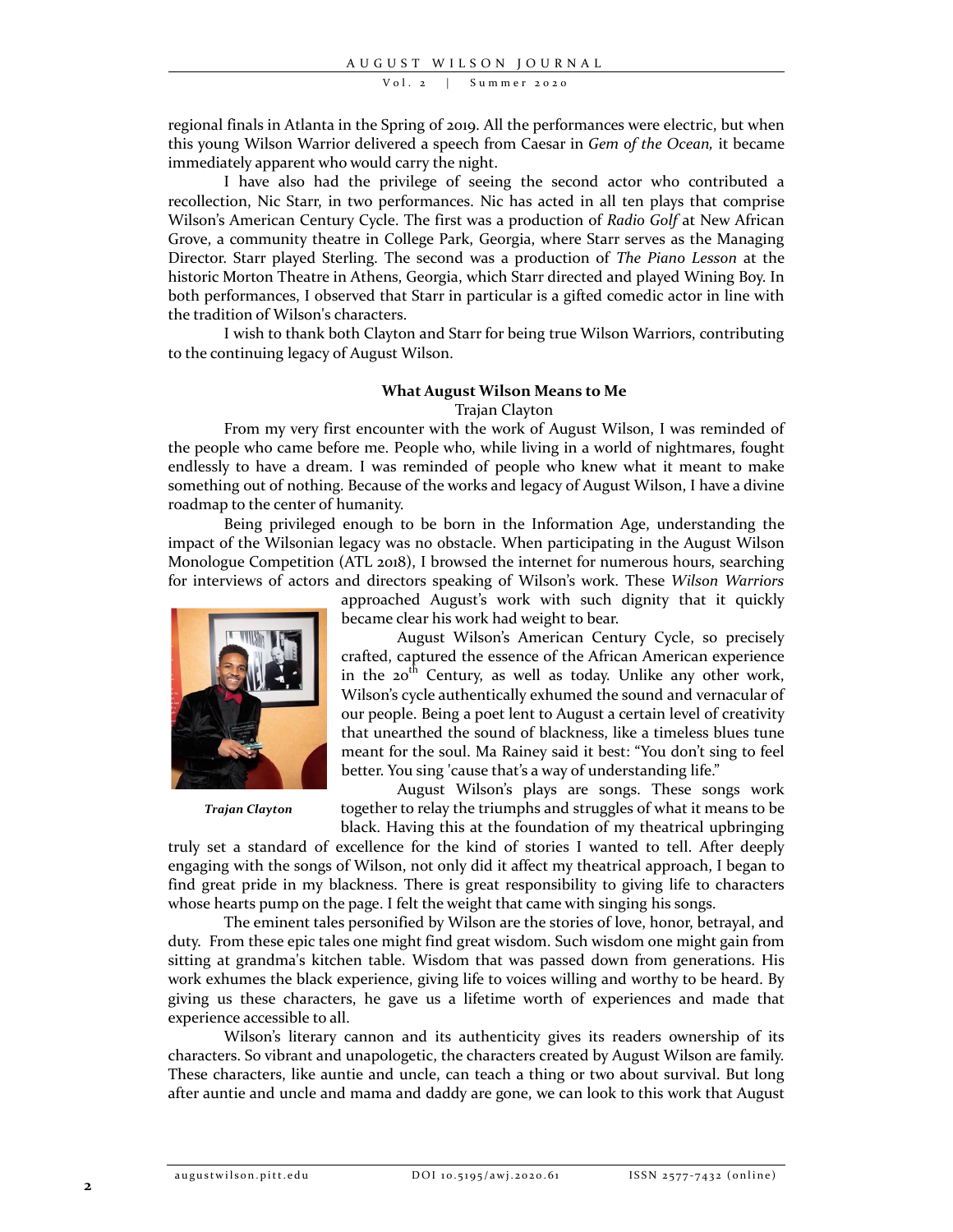regional finals in Atlanta in the Spring of 2019. All the performances were electric, but when this young Wilson Warrior delivered a speech from Caesar in *Gem of the Ocean,* it became immediately apparent who would carry the night.

I have also had the privilege of seeing the second actor who contributed a recollection, Nic Starr, in two performances. Nic has acted in all ten plays that comprise Wilson's American Century Cycle. The first was a production of *Radio Golf* at New African Grove, a community theatre in College Park, Georgia, where Starr serves as the Managing Director. Starr played Sterling. The second was a production of *The Piano Lesson* at the historic Morton Theatre in Athens, Georgia, which Starr directed and played Wining Boy. In both performances, I observed that Starr in particular is a gifted comedic actor in line with the tradition of Wilson's characters.

I wish to thank both Clayton and Starr for being true Wilson Warriors, contributing to the continuing legacy of August Wilson.

**What August Wilson Means to Me**

Trajan Clayton

From my very first encounter with the work of August Wilson, I was reminded of the people who came before me. People who, while living in a world of nightmares, fought endlessly to have a dream. I was reminded of people who knew what it meant to make something out of nothing. Because of the works and legacy of August Wilson, I have a divine roadmap to the center of humanity.

Being privileged enough to be born in the Information Age, understanding the impact of the Wilsonian legacy was no obstacle. When participating in the August Wilson Monologue Competition (ATL 2018), I browsed the internet for numerous hours, searching for interviews of actors and directors speaking of Wilson's work. These *Wilson Warriors* approached August's work with such dignity that it quickly became clear his work had weight to bear.

***Trajan Clayton***

August Wilson's American Century Cycle, so precisely crafted, captured the essence of the African American experience in the 20th Century, as well as today. Unlike any other work, Wilson's cycle authentically exhumed the sound and vernacular of our people. Being a poet lent to August a certain level of creativity that unearthed the sound of blackness, like a timeless blues tune meant for the soul. Ma Rainey said it best: "You don't sing to feel better. You sing 'cause that's a way of understanding life."

August Wilson's plays are songs. These songs work together to relay the triumphs and struggles of what it means to be black. Having this at the foundation of my theatrical upbringing truly set a standard of excellence for the kind of stories I wanted to tell. After deeply engaging with the songs of Wilson, not only did it affect my theatrical approach, I began to find great pride in my blackness. There is great responsibility to giving life to characters whose hearts pump on the page. I felt the weight that came with singing his songs.

The eminent tales personified by Wilson are the stories of love, honor, betrayal, and duty. From these epic tales one might find great wisdom. Such wisdom one might gain from sitting at grandma's kitchen table. Wisdom that was passed down from generations. His work exhumes the black experience, giving life to voices willing and worthy to be heard. By giving us these characters, he gave us a lifetime worth of experiences and made that experience accessible to all.

Wilson's literary cannon and its authenticity gives its readers ownership of its characters. So vibrant and unapologetic, the characters created by August Wilson are family. These characters, like auntie and uncle, can teach a thing or two about survival. But long after auntie and uncle and mama and daddy are gone, we can look to this work that August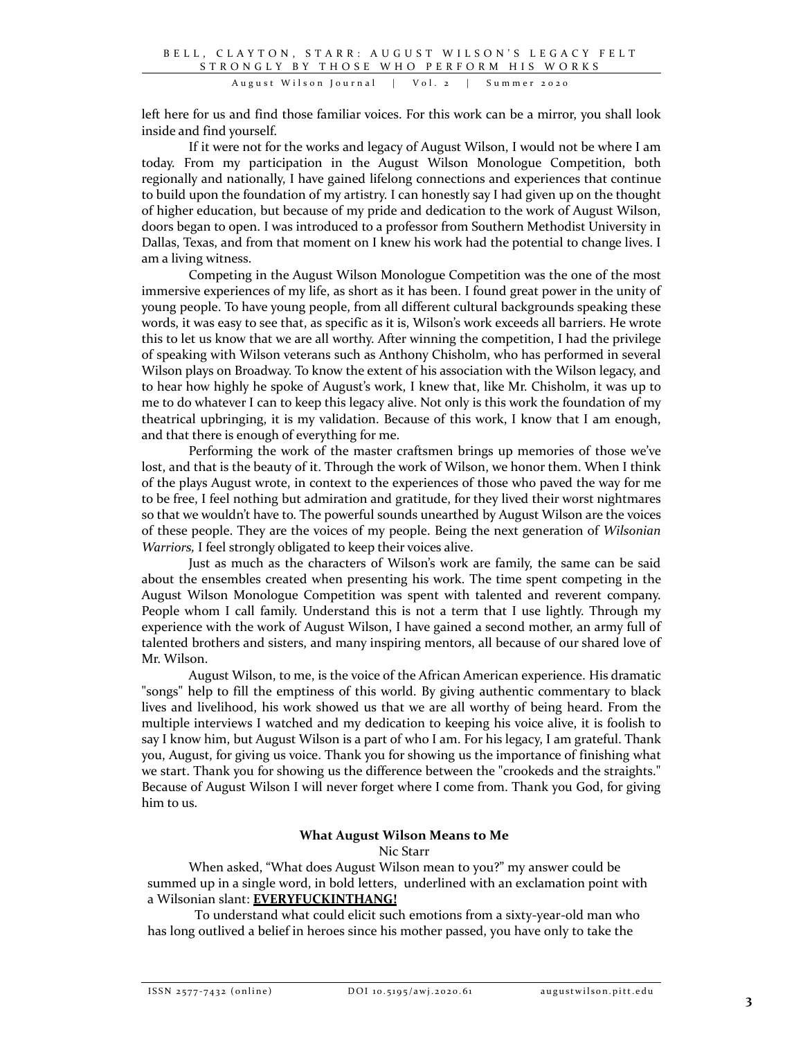left here for us and find those familiar voices. For this work can be a mirror, you shall look inside and find yourself.

If it were not for the works and legacy of August Wilson, I would not be where I am today. From my participation in the August Wilson Monologue Competition, both regionally and nationally, I have gained lifelong connections and experiences that continue to build upon the foundation of my artistry. I can honestly say I had given up on the thought of higher education, but because of my pride and dedication to the work of August Wilson, doors began to open. I was introduced to a professor from Southern Methodist University in Dallas, Texas, and from that moment on I knew his work had the potential to change lives. I am a living witness.

Competing in the August Wilson Monologue Competition was the one of the most immersive experiences of my life, as short as it has been. I found great power in the unity of young people. To have young people, from all different cultural backgrounds speaking these words, it was easy to see that, as specific as it is, Wilson's work exceeds all barriers. He wrote this to let us know that we are all worthy. After winning the competition, I had the privilege of speaking with Wilson veterans such as Anthony Chisholm, who has performed in several Wilson plays on Broadway. To know the extent of his association with the Wilson legacy, and to hear how highly he spoke of August's work, I knew that, like Mr. Chisholm, it was up to me to do whatever I can to keep this legacy alive. Not only is this work the foundation of my theatrical upbringing, it is my validation. Because of this work, I know that I am enough, and that there is enough of everything for me.

Performing the work of the master craftsmen brings up memories of those we've lost, and that is the beauty of it. Through the work of Wilson, we honor them. When I think of the plays August wrote, in context to the experiences of those who paved the way for me to be free, I feel nothing but admiration and gratitude, for they lived their worst nightmares so that we wouldn't have to. The powerful sounds unearthed by August Wilson are the voices of these people. They are the voices of my people. Being the next generation of *Wilsonian Warriors,* I feel strongly obligated to keep their voices alive.

Just as much as the characters of Wilson's work are family, the same can be said about the ensembles created when presenting his work. The time spent competing in the August Wilson Monologue Competition was spent with talented and reverent company. People whom I call family. Understand this is not a term that I use lightly. Through my experience with the work of August Wilson, I have gained a second mother, an army full of talented brothers and sisters, and many inspiring mentors, all because of our shared love of Mr. Wilson.

August Wilson, to me, is the voice of the African American experience. His dramatic "songs" help to fill the emptiness of this world. By giving authentic commentary to black lives and livelihood, his work showed us that we are all worthy of being heard. From the multiple interviews I watched and my dedication to keeping his voice alive, it is foolish to say I know him, but August Wilson is a part of who I am. For his legacy, I am grateful. Thank you, August, for giving us voice. Thank you for showing us the importance of finishing what we start. Thank you for showing us the difference between the "crookeds and the straights." Because of August Wilson I will never forget where I come from. Thank you God, for giving him to us.

## What August Wilson Means to Me

Nic Starr

When asked, "What does August Wilson mean to you?" my answer could be summed up in a single word, in bold letters, underlined with an exclamation point with a Wilsonian slant: **<u>EVERYFUCKINTHANG!</u>**

To understand what could elicit such emotions from a sixty-year-old man who has long outlived a belief in heroes since his mother passed, you have only to take the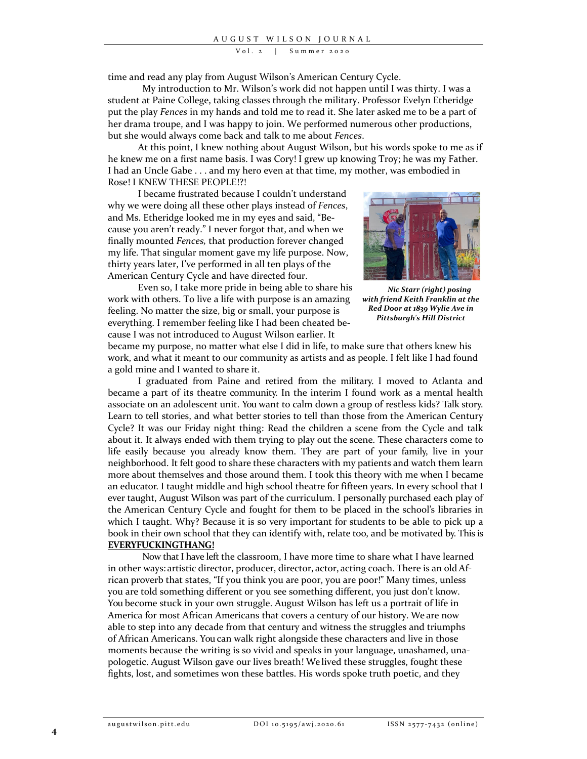time and read any play from August Wilson's American Century Cycle.

My introduction to Mr. Wilson's work did not happen until I was thirty. I was a student at Paine College, taking classes through the military. Professor Evelyn Etheridge put the play *Fences* in my hands and told me to read it. She later asked me to be a part of her drama troupe, and I was happy to join. We performed numerous other productions, but she would always come back and talk to me about *Fences*.

At this point, I knew nothing about August Wilson, but his words spoke to me as if he knew me on a first name basis. I was Cory! I grew up knowing Troy; he was my Father. I had an Uncle Gabe . . . and my hero even at that time, my mother, was embodied in Rose! I KNEW THESE PEOPLE!?!

I became frustrated because I couldn't understand why we were doing all these other plays instead of *Fences*, and Ms. Etheridge looked me in my eyes and said, "Because you aren't ready." I never forgot that, and when we finally mounted *Fences*, that production forever changed my life. That singular moment gave my life purpose. Now, thirty years later, I've performed in all ten plays of the American Century Cycle and have directed four.

***Nic Starr (right) posing with friend Keith Franklin at the Red Door at 1839 Wylie Ave in Pittsburgh's Hill District***

Even so, I take more pride in being able to share his work with others. To live a life with purpose is an amazing feeling. No matter the size, big or small, your purpose is everything. I remember feeling like I had been cheated because I was not introduced to August Wilson earlier. It became my purpose, no matter what else I did in life, to make sure that others knew his work, and what it meant to our community as artists and as people. I felt like I had found a gold mine and I wanted to share it.

I graduated from Paine and retired from the military. I moved to Atlanta and became a part of its theatre community. In the interim I found work as a mental health associate on an adolescent unit. You want to calm down a group of restless kids? Talk story. Learn to tell stories, and what better stories to tell than those from the American Century Cycle? It was our Friday night thing: Read the children a scene from the Cycle and talk about it. It always ended with them trying to play out the scene. These characters come to life easily because you already know them. They are part of your family, live in your neighborhood. It felt good to share these characters with my patients and watch them learn more about themselves and those around them. I took this theory with me when I became an educator. I taught middle and high school theatre for fifteen years. In every school that I ever taught, August Wilson was part of the curriculum. I personally purchased each play of the American Century Cycle and fought for them to be placed in the school's libraries in which I taught. Why? Because it is so very important for students to be able to pick up a book in their own school that they can identify with, relate too, and be motivated by. This is **EVERYFUCKINGTHANG!**

Now that I have left the classroom, I have more time to share what I have learned in other ways: artistic director, producer, director, actor, acting coach. There is an old African proverb that states, "If you think you are poor, you are poor!" Many times, unless you are told something different or you see something different, you just don't know. You become stuck in your own struggle. August Wilson has left us a portrait of life in America for most African Americans that covers a century of our history. We are now able to step into any decade from that century and witness the struggles and triumphs of African Americans. You can walk right alongside these characters and live in those moments because the writing is so vivid and speaks in your language, unashamed, unapologetic. August Wilson gave our lives breath! We lived these struggles, fought these fights, lost, and sometimes won these battles. His words spoke truth poetic, and they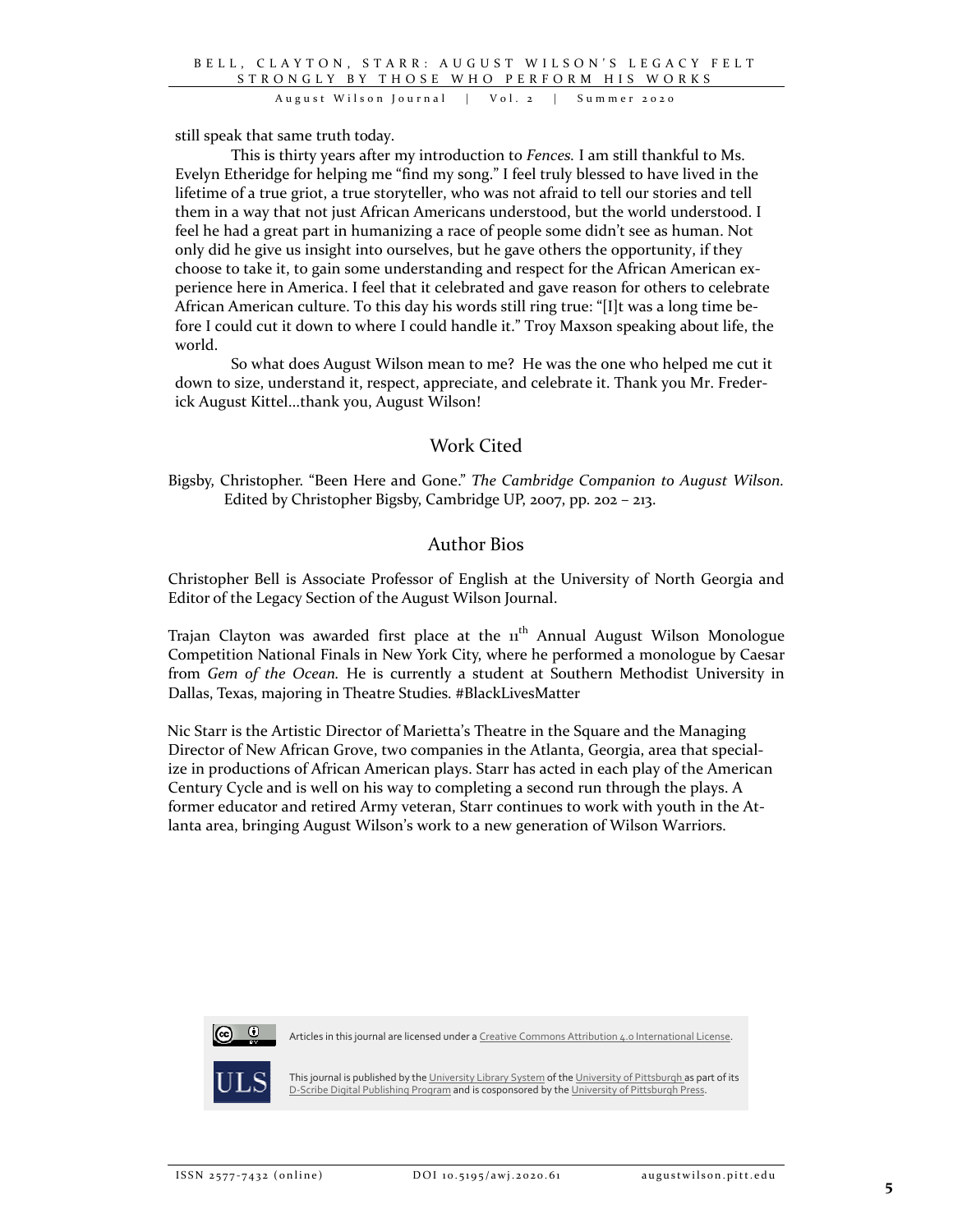still speak that same truth today.

This is thirty years after my introduction to *Fences.* I am still thankful to Ms. Evelyn Etheridge for helping me "find my song." I feel truly blessed to have lived in the lifetime of a true griot, a true storyteller, who was not afraid to tell our stories and tell them in a way that not just African Americans understood, but the world understood. I feel he had a great part in humanizing a race of people some didn't see as human. Not only did he give us insight into ourselves, but he gave others the opportunity, if they choose to take it, to gain some understanding and respect for the African American experience here in America. I feel that it celebrated and gave reason for others to celebrate African American culture. To this day his words still ring true: "[I]t was a long time before I could cut it down to where I could handle it." Troy Maxson speaking about life, the world.

So what does August Wilson mean to me? He was the one who helped me cut it down to size, understand it, respect, appreciate, and celebrate it. Thank you Mr. Frederick August Kittel...thank you, August Wilson!

## Work Cited

Bigsby, Christopher. "Been Here and Gone." *The Cambridge Companion to August Wilson.* Edited by Christopher Bigsby, Cambridge UP, 2007, pp. 202 – 213.

## Author Bios

Christopher Bell is Associate Professor of English at the University of North Georgia and Editor of the Legacy Section of the August Wilson Journal.

Trajan Clayton was awarded first place at the 11th Annual August Wilson Monologue Competition National Finals in New York City, where he performed a monologue by Caesar from *Gem of the Ocean.* He is currently a student at Southern Methodist University in Dallas, Texas, majoring in Theatre Studies. #BlackLivesMatter

Nic Starr is the Artistic Director of Marietta's Theatre in the Square and the Managing Director of New African Grove, two companies in the Atlanta, Georgia, area that specialize in productions of African American plays. Starr has acted in each play of the American Century Cycle and is well on his way to completing a second run through the plays. A former educator and retired Army veteran, Starr continues to work with youth in the Atlanta area, bringing August Wilson's work to a new generation of Wilson Warriors.

Articles in this journal are licensed under a Creative Commons Attribution 4.0 International License.

This journal is published by the University Library System of the University of Pittsburgh as part of its D-Scribe Digital Publishing Program and is cosponsored by the University of Pittsburgh Press.

ISSN 2577-7432 (online) DOI 10.5195/awj.2020.61 augustwilson.pitt.edu